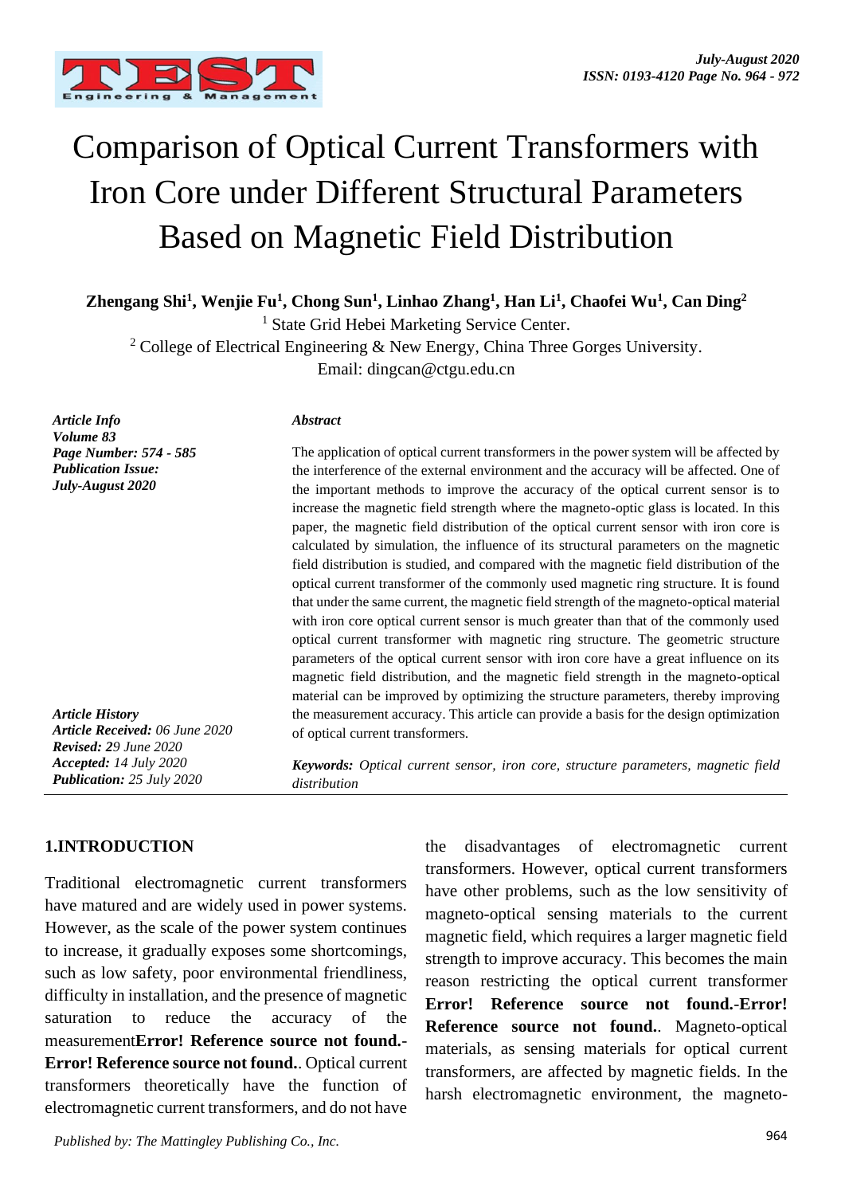# Comparison of Optical Current Transformers with Iron Core under Different Structural Parameters Based on Magnetic Field Distribution

**Zhengang Shi[1], Wenjie Fu[1], Chong Sun[1], Linhao Zhang[1], Han Li[1], Chaofei Wu[1], Can Ding[2]**

[1] State Grid Hebei Marketing Service Center.

[2] College of Electrical Engineering & New Energy, China Three Gorges University.

Email: dingcan@ctgu.edu.cn

*Article Info*
*Volume 83*
*Page Number: 574 - 585*
*Publication Issue:*
*July-August 2020*

*Article History*
*Article Received: 06 June 2020*
*Revised: 29 June 2020*
*Accepted: 14 July 2020*
*Publication: 25 July 2020*

***Abstract***

The application of optical current transformers in the power system will be affected by the interference of the external environment and the accuracy will be affected. One of the important methods to improve the accuracy of the optical current sensor is to increase the magnetic field strength where the magneto-optic glass is located. In this paper, the magnetic field distribution of the optical current sensor with iron core is calculated by simulation, the influence of its structural parameters on the magnetic field distribution is studied, and compared with the magnetic field distribution of the optical current transformer of the commonly used magnetic ring structure. It is found that under the same current, the magnetic field strength of the magneto-optical material with iron core optical current sensor is much greater than that of the commonly used optical current transformer with magnetic ring structure. The geometric structure parameters of the optical current sensor with iron core have a great influence on its magnetic field distribution, and the magnetic field strength in the magneto-optical material can be improved by optimizing the structure parameters, thereby improving the measurement accuracy. This article can provide a basis for the design optimization of optical current transformers.

***Keywords:*** *Optical current sensor, iron core, structure parameters, magnetic field distribution*

## 1.INTRODUCTION

Traditional electromagnetic current transformers have matured and are widely used in power systems. However, as the scale of the power system continues to increase, it gradually exposes some shortcomings, such as low safety, poor environmental friendliness, difficulty in installation, and the presence of magnetic saturation to reduce the accuracy of the measurement**Error! Reference source not found.**-**Error! Reference source not found.**. Optical current transformers theoretically have the function of electromagnetic current transformers, and do not have the disadvantages of electromagnetic current transformers. However, optical current transformers have other problems, such as the low sensitivity of magneto-optical sensing materials to the current magnetic field, which requires a larger magnetic field strength to improve accuracy. This becomes the main reason restricting the optical current transformer **Error! Reference source not found.**-**Error! Reference source not found.**. Magneto-optical materials, as sensing materials for optical current transformers, are affected by magnetic fields. In the harsh electromagnetic environment, the magneto-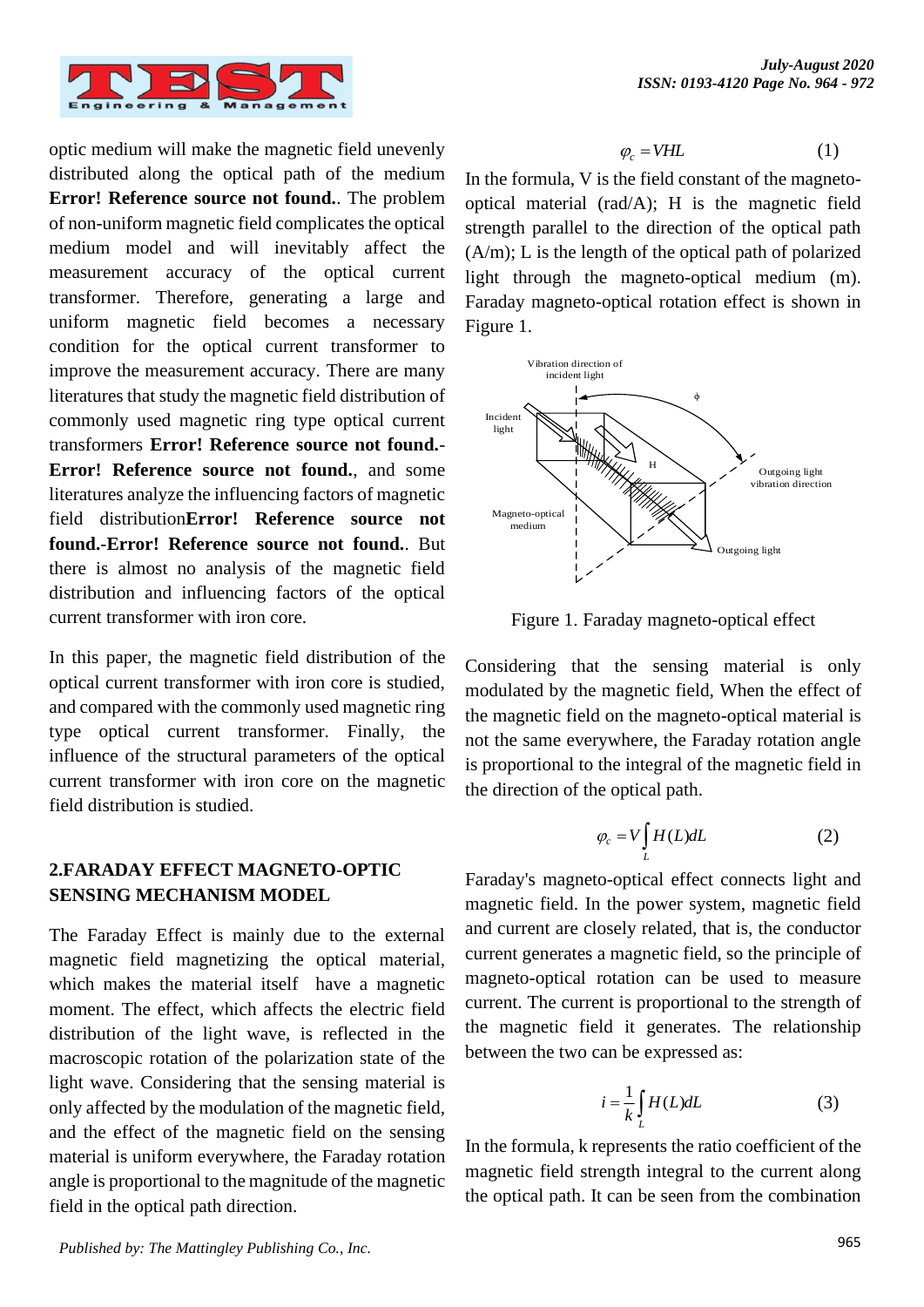optic medium will make the magnetic field unevenly distributed along the optical path of the medium **Error! Reference source not found.**. The problem of non-uniform magnetic field complicates the optical medium model and will inevitably affect the measurement accuracy of the optical current transformer. Therefore, generating a large and uniform magnetic field becomes a necessary condition for the optical current transformer to improve the measurement accuracy. There are many literatures that study the magnetic field distribution of commonly used magnetic ring type optical current transformers **Error! Reference source not found.**-**Error! Reference source not found.**, and some literatures analyze the influencing factors of magnetic field distribution**Error! Reference source not found.**-**Error! Reference source not found.**. But there is almost no analysis of the magnetic field distribution and influencing factors of the optical current transformer with iron core.

In this paper, the magnetic field distribution of the optical current transformer with iron core is studied, and compared with the commonly used magnetic ring type optical current transformer. Finally, the influence of the structural parameters of the optical current transformer with iron core on the magnetic field distribution is studied.

## 2.FARADAY EFFECT MAGNETO-OPTIC SENSING MECHANISM MODEL

The Faraday Effect is mainly due to the external magnetic field magnetizing the optical material, which makes the material itself have a magnetic moment. The effect, which affects the electric field distribution of the light wave, is reflected in the macroscopic rotation of the polarization state of the light wave. Considering that the sensing material is only affected by the modulation of the magnetic field, and the effect of the magnetic field on the sensing material is uniform everywhere, the Faraday rotation angle is proportional to the magnitude of the magnetic field in the optical path direction.

$$\varphi_c = VHL \qquad (1)$$

In the formula, V is the field constant of the magneto-optical material (rad/A); H is the magnetic field strength parallel to the direction of the optical path (A/m); L is the length of the optical path of polarized light through the magneto-optical medium (m). Faraday magneto-optical rotation effect is shown in Figure 1.

Figure 1. Faraday magneto-optical effect

Considering that the sensing material is only modulated by the magnetic field, When the effect of the magnetic field on the magneto-optical material is not the same everywhere, the Faraday rotation angle is proportional to the integral of the magnetic field in the direction of the optical path.

$$\varphi_c = V\int_L H(L)dL \qquad (2)$$

Faraday's magneto-optical effect connects light and magnetic field. In the power system, magnetic field and current are closely related, that is, the conductor current generates a magnetic field, so the principle of magneto-optical rotation can be used to measure current. The current is proportional to the strength of the magnetic field it generates. The relationship between the two can be expressed as:

$$i = \frac{1}{k}\int_L H(L)dL \qquad (3)$$

In the formula, k represents the ratio coefficient of the magnetic field strength integral to the current along the optical path. It can be seen from the combination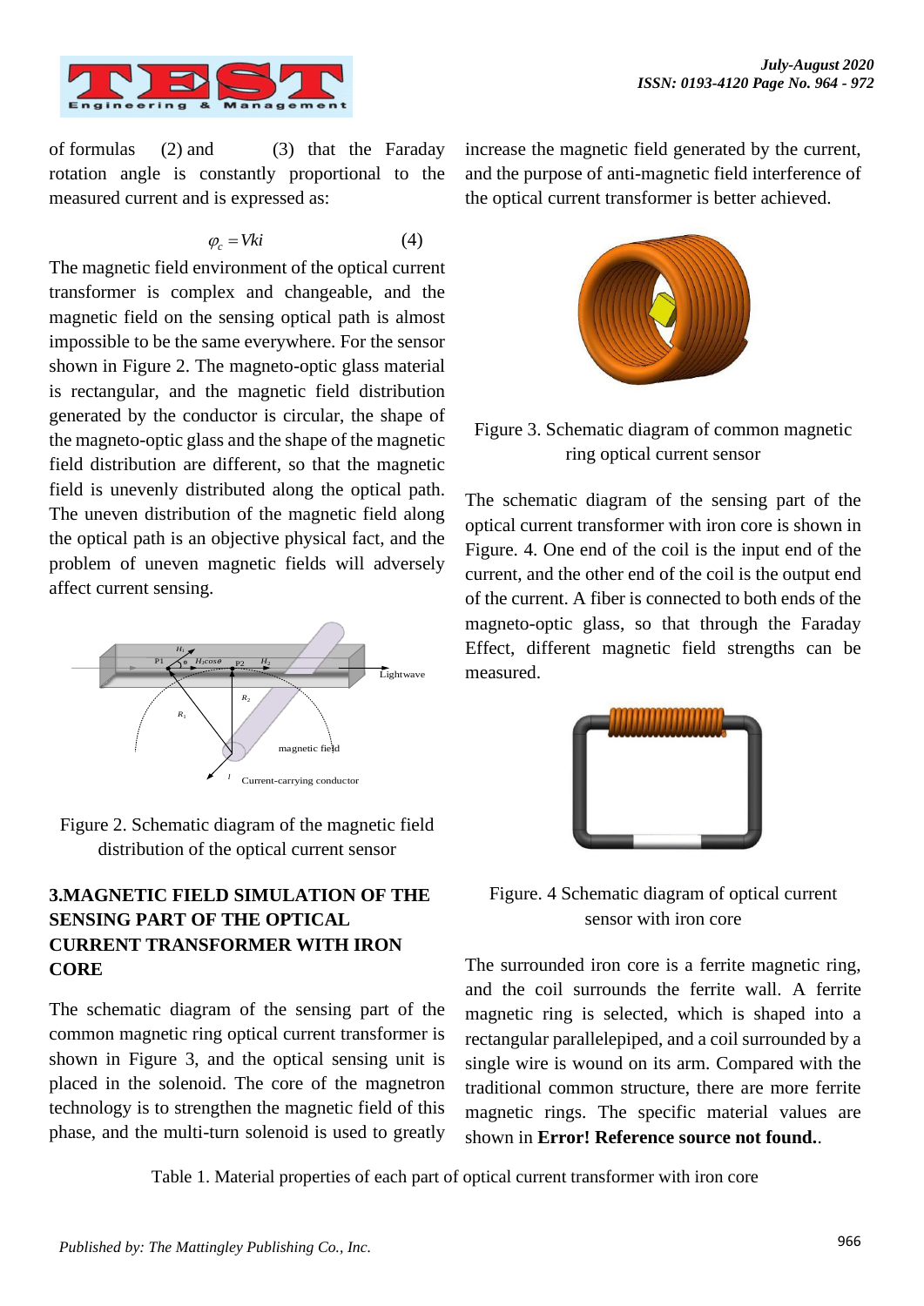of formulas (2) and (3) that the Faraday rotation angle is constantly proportional to the measured current and is expressed as:

$$\varphi_c = Vki \tag{4}$$

The magnetic field environment of the optical current transformer is complex and changeable, and the magnetic field on the sensing optical path is almost impossible to be the same everywhere. For the sensor shown in Figure 2. The magneto-optic glass material is rectangular, and the magnetic field distribution generated by the conductor is circular, the shape of the magneto-optic glass and the shape of the magnetic field distribution are different, so that the magnetic field is unevenly distributed along the optical path. The uneven distribution of the magnetic field along the optical path is an objective physical fact, and the problem of uneven magnetic fields will adversely affect current sensing.

Figure 2. Schematic diagram of the magnetic field distribution of the optical current sensor

## 3.MAGNETIC FIELD SIMULATION OF THE SENSING PART OF THE OPTICAL CURRENT TRANSFORMER WITH IRON CORE

The schematic diagram of the sensing part of the common magnetic ring optical current transformer is shown in Figure 3, and the optical sensing unit is placed in the solenoid. The core of the magnetron technology is to strengthen the magnetic field of this phase, and the multi-turn solenoid is used to greatly increase the magnetic field generated by the current, and the purpose of anti-magnetic field interference of the optical current transformer is better achieved.

Figure 3. Schematic diagram of common magnetic ring optical current sensor

The schematic diagram of the sensing part of the optical current transformer with iron core is shown in Figure. 4. One end of the coil is the input end of the current, and the other end of the coil is the output end of the current. A fiber is connected to both ends of the magneto-optic glass, so that through the Faraday Effect, different magnetic field strengths can be measured.

Figure. 4 Schematic diagram of optical current sensor with iron core

The surrounded iron core is a ferrite magnetic ring, and the coil surrounds the ferrite wall. A ferrite magnetic ring is selected, which is shaped into a rectangular parallelepiped, and a coil surrounded by a single wire is wound on its arm. Compared with the traditional common structure, there are more ferrite magnetic rings. The specific material values are shown in **Error! Reference source not found.**.

Table 1. Material properties of each part of optical current transformer with iron core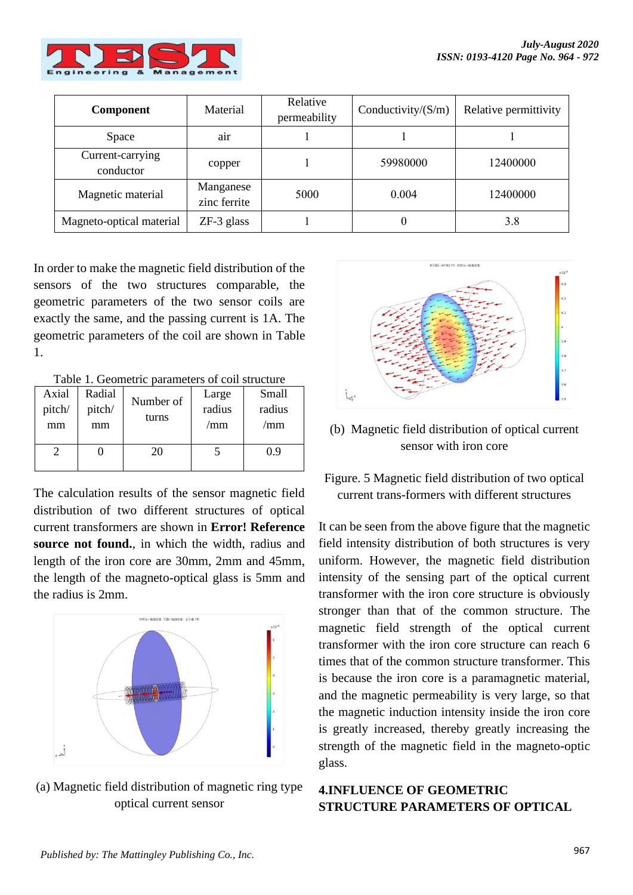| Component | Material | Relative permeability | Conductivity/(S/m) | Relative permittivity |
|---|---|---|---|---|
| Space | air | 1 | 1 | 1 |
| Current-carrying conductor | copper | 1 | 59980000 | 12400000 |
| Magnetic material | Manganese zinc ferrite | 5000 | 0.004 | 12400000 |
| Magneto-optical material | ZF-3 glass | 1 | 0 | 3.8 |

In order to make the magnetic field distribution of the sensors of the two structures comparable, the geometric parameters of the two sensor coils are exactly the same, and the passing current is 1A. The geometric parameters of the coil are shown in Table 1.

Table 1. Geometric parameters of coil structure

| Axial pitch/ mm | Radial pitch/ mm | Number of turns | Large radius /mm | Small radius /mm |
|---|---|---|---|---|
| 2 | 0 | 20 | 5 | 0.9 |

The calculation results of the sensor magnetic field distribution of two different structures of optical current transformers are shown in **Error! Reference source not found.**, in which the width, radius and length of the iron core are 30mm, 2mm and 45mm, the length of the magneto-optical glass is 5mm and the radius is 2mm.

(a) Magnetic field distribution of magnetic ring type optical current sensor

(b) Magnetic field distribution of optical current sensor with iron core

Figure. 5 Magnetic field distribution of two optical current trans-formers with different structures

It can be seen from the above figure that the magnetic field intensity distribution of both structures is very uniform. However, the magnetic field distribution intensity of the sensing part of the optical current transformer with the iron core structure is obviously stronger than that of the common structure. The magnetic field strength of the optical current transformer with the iron core structure can reach 6 times that of the common structure transformer. This is because the iron core is a paramagnetic material, and the magnetic permeability is very large, so that the magnetic induction intensity inside the iron core is greatly increased, thereby greatly increasing the strength of the magnetic field in the magneto-optic glass.

## 4.INFLUENCE OF GEOMETRIC STRUCTURE PARAMETERS OF OPTICAL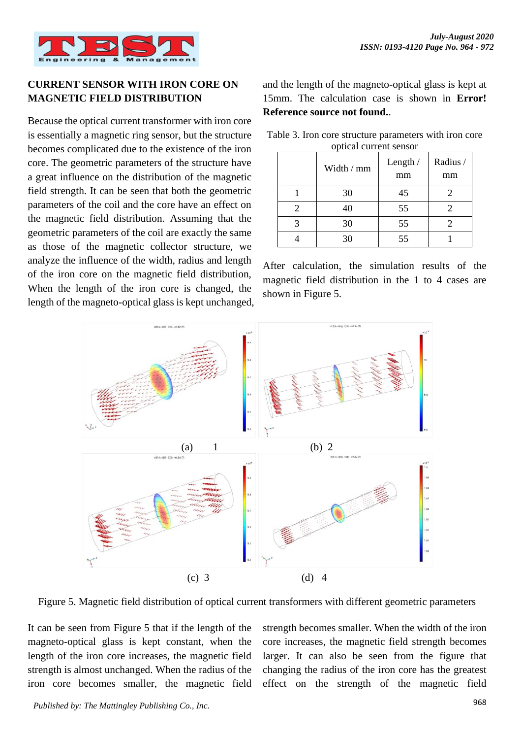## CURRENT SENSOR WITH IRON CORE ON MAGNETIC FIELD DISTRIBUTION

Because the optical current transformer with iron core is essentially a magnetic ring sensor, but the structure becomes complicated due to the existence of the iron core. The geometric parameters of the structure have a great influence on the distribution of the magnetic field strength. It can be seen that both the geometric parameters of the coil and the core have an effect on the magnetic field distribution. Assuming that the geometric parameters of the coil are exactly the same as those of the magnetic collector structure, we analyze the influence of the width, radius and length of the iron core on the magnetic field distribution, When the length of the iron core is changed, the length of the magneto-optical glass is kept unchanged, and the length of the magneto-optical glass is kept at 15mm. The calculation case is shown in **Error! Reference source not found.**.

Table 3. Iron core structure parameters with iron core optical current sensor

| | Width / mm | Length / mm | Radius / mm |
|---|---|---|---|
| 1 | 30 | 45 | 2 |
| 2 | 40 | 55 | 2 |
| 3 | 30 | 55 | 2 |
| 4 | 30 | 55 | 1 |

After calculation, the simulation results of the magnetic field distribution in the 1 to 4 cases are shown in Figure 5.

(a) 1

(b) 2

(c) 3

(d) 4

Figure 5. Magnetic field distribution of optical current transformers with different geometric parameters

It can be seen from Figure 5 that if the length of the magneto-optical glass is kept constant, when the length of the iron core increases, the magnetic field strength is almost unchanged. When the radius of the iron core becomes smaller, the magnetic field strength becomes smaller. When the width of the iron core increases, the magnetic field strength becomes larger. It can also be seen from the figure that changing the radius of the iron core has the greatest effect on the strength of the magnetic field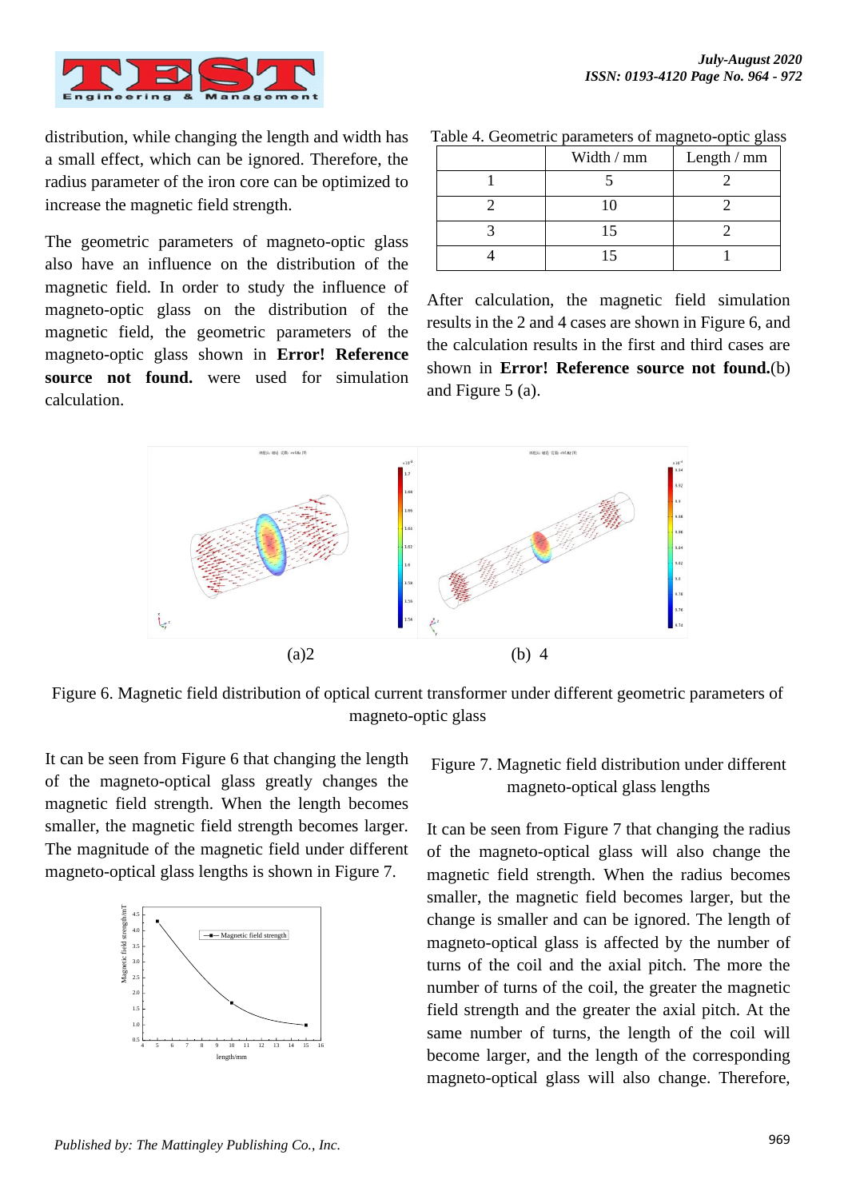distribution, while changing the length and width has a small effect, which can be ignored. Therefore, the radius parameter of the iron core can be optimized to increase the magnetic field strength.

The geometric parameters of magneto-optic glass also have an influence on the distribution of the magnetic field. In order to study the influence of magneto-optic glass on the distribution of the magnetic field, the geometric parameters of the magneto-optic glass shown in **Error! Reference source not found.** were used for simulation calculation.

Table 4. Geometric parameters of magneto-optic glass

| | Width / mm | Length / mm |
|---|---|---|
| 1 | 5 | 2 |
| 2 | 10 | 2 |
| 3 | 15 | 2 |
| 4 | 15 | 1 |

After calculation, the magnetic field simulation results in the 2 and 4 cases are shown in Figure 6, and the calculation results in the first and third cases are shown in **Error! Reference source not found.**(b) and Figure 5 (a).

(a)2 (b) 4

Figure 6. Magnetic field distribution of optical current transformer under different geometric parameters of magneto-optic glass

It can be seen from Figure 6 that changing the length of the magneto-optical glass greatly changes the magnetic field strength. When the length becomes smaller, the magnetic field strength becomes larger. The magnitude of the magnetic field under different magneto-optical glass lengths is shown in Figure 7.

Figure 7. Magnetic field distribution under different magneto-optical glass lengths

It can be seen from Figure 7 that changing the radius of the magneto-optical glass will also change the magnetic field strength. When the radius becomes smaller, the magnetic field becomes larger, but the change is smaller and can be ignored. The length of magneto-optical glass is affected by the number of turns of the coil and the axial pitch. The more the number of turns of the coil, the greater the magnetic field strength and the greater the axial pitch. At the same number of turns, the length of the coil will become larger, and the length of the corresponding magneto-optical glass will also change. Therefore,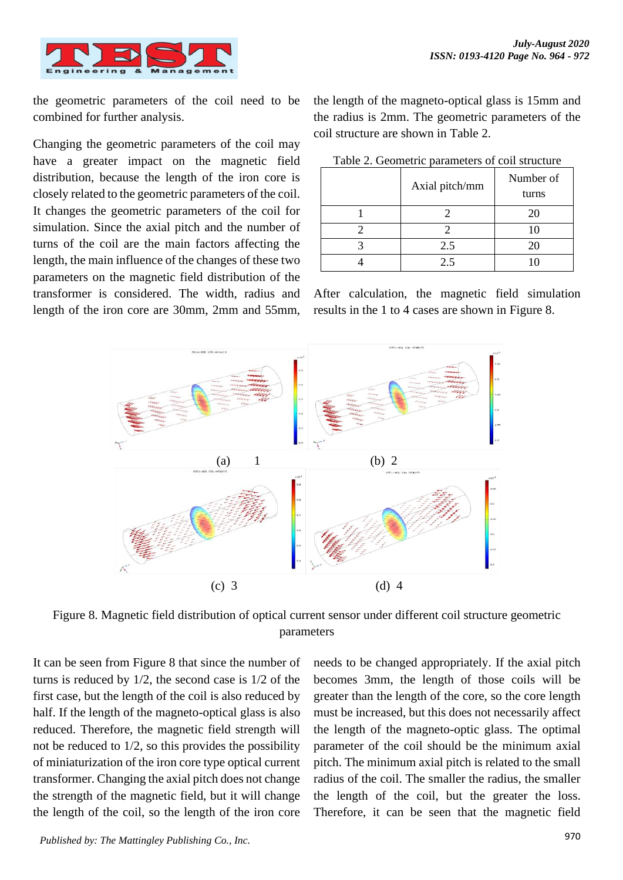the geometric parameters of the coil need to be combined for further analysis.

Changing the geometric parameters of the coil may have a greater impact on the magnetic field distribution, because the length of the iron core is closely related to the geometric parameters of the coil. It changes the geometric parameters of the coil for simulation. Since the axial pitch and the number of turns of the coil are the main factors affecting the length, the main influence of the changes of these two parameters on the magnetic field distribution of the transformer is considered. The width, radius and length of the iron core are 30mm, 2mm and 55mm, the length of the magneto-optical glass is 15mm and the radius is 2mm. The geometric parameters of the coil structure are shown in Table 2.

Table 2. Geometric parameters of coil structure

| | Axial pitch/mm | Number of turns |
|---|---|---|
| 1 | 2 | 20 |
| 2 | 2 | 10 |
| 3 | 2.5 | 20 |
| 4 | 2.5 | 10 |

After calculation, the magnetic field simulation results in the 1 to 4 cases are shown in Figure 8.

(a) 1

(b) 2

(c) 3

(d) 4

Figure 8. Magnetic field distribution of optical current sensor under different coil structure geometric parameters

It can be seen from Figure 8 that since the number of turns is reduced by 1/2, the second case is 1/2 of the first case, but the length of the coil is also reduced by half. If the length of the magneto-optical glass is also reduced. Therefore, the magnetic field strength will not be reduced to 1/2, so this provides the possibility of miniaturization of the iron core type optical current transformer. Changing the axial pitch does not change the strength of the magnetic field, but it will change the length of the coil, so the length of the iron core needs to be changed appropriately. If the axial pitch becomes 3mm, the length of those coils will be greater than the length of the core, so the core length must be increased, but this does not necessarily affect the length of the magneto-optic glass. The optimal parameter of the coil should be the minimum axial pitch. The minimum axial pitch is related to the small radius of the coil. The smaller the radius, the smaller the length of the coil, but the greater the loss. Therefore, it can be seen that the magnetic field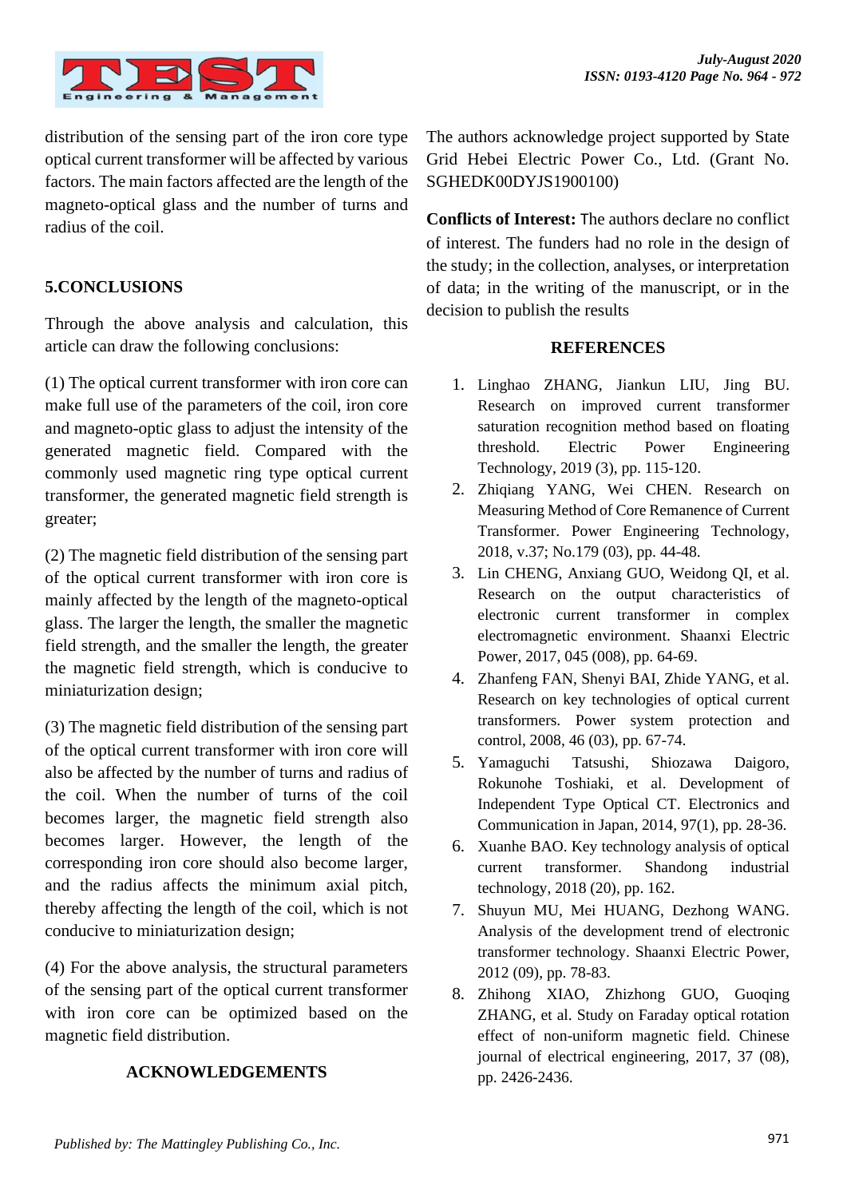distribution of the sensing part of the iron core type optical current transformer will be affected by various factors. The main factors affected are the length of the magneto-optical glass and the number of turns and radius of the coil.

## 5.CONCLUSIONS

Through the above analysis and calculation, this article can draw the following conclusions:

(1) The optical current transformer with iron core can make full use of the parameters of the coil, iron core and magneto-optic glass to adjust the intensity of the generated magnetic field. Compared with the commonly used magnetic ring type optical current transformer, the generated magnetic field strength is greater;

(2) The magnetic field distribution of the sensing part of the optical current transformer with iron core is mainly affected by the length of the magneto-optical glass. The larger the length, the smaller the magnetic field strength, and the smaller the length, the greater the magnetic field strength, which is conducive to miniaturization design;

(3) The magnetic field distribution of the sensing part of the optical current transformer with iron core will also be affected by the number of turns and radius of the coil. When the number of turns of the coil becomes larger, the magnetic field strength also becomes larger. However, the length of the corresponding iron core should also become larger, and the radius affects the minimum axial pitch, thereby affecting the length of the coil, which is not conducive to miniaturization design;

(4) For the above analysis, the structural parameters of the sensing part of the optical current transformer with iron core can be optimized based on the magnetic field distribution.

## ACKNOWLEDGEMENTS

The authors acknowledge project supported by State Grid Hebei Electric Power Co., Ltd. (Grant No. SGHEDK00DYJS1900100)

**Conflicts of Interest:** The authors declare no conflict of interest. The funders had no role in the design of the study; in the collection, analyses, or interpretation of data; in the writing of the manuscript, or in the decision to publish the results

## REFERENCES

1. Linghao ZHANG, Jiankun LIU, Jing BU. Research on improved current transformer saturation recognition method based on floating threshold. Electric Power Engineering Technology, 2019 (3), pp. 115-120.
2. Zhiqiang YANG, Wei CHEN. Research on Measuring Method of Core Remanence of Current Transformer. Power Engineering Technology, 2018, v.37; No.179 (03), pp. 44-48.
3. Lin CHENG, Anxiang GUO, Weidong QI, et al. Research on the output characteristics of electronic current transformer in complex electromagnetic environment. Shaanxi Electric Power, 2017, 045 (008), pp. 64-69.
4. Zhanfeng FAN, Shenyi BAI, Zhide YANG, et al. Research on key technologies of optical current transformers. Power system protection and control, 2008, 46 (03), pp. 67-74.
5. Yamaguchi Tatsushi, Shiozawa Daigoro, Rokunohe Toshiaki, et al. Development of Independent Type Optical CT. Electronics and Communication in Japan, 2014, 97(1), pp. 28-36.
6. Xuanhe BAO. Key technology analysis of optical current transformer. Shandong industrial technology, 2018 (20), pp. 162.
7. Shuyun MU, Mei HUANG, Dezhong WANG. Analysis of the development trend of electronic transformer technology. Shaanxi Electric Power, 2012 (09), pp. 78-83.
8. Zhihong XIAO, Zhizhong GUO, Guoqing ZHANG, et al. Study on Faraday optical rotation effect of non-uniform magnetic field. Chinese journal of electrical engineering, 2017, 37 (08), pp. 2426-2436.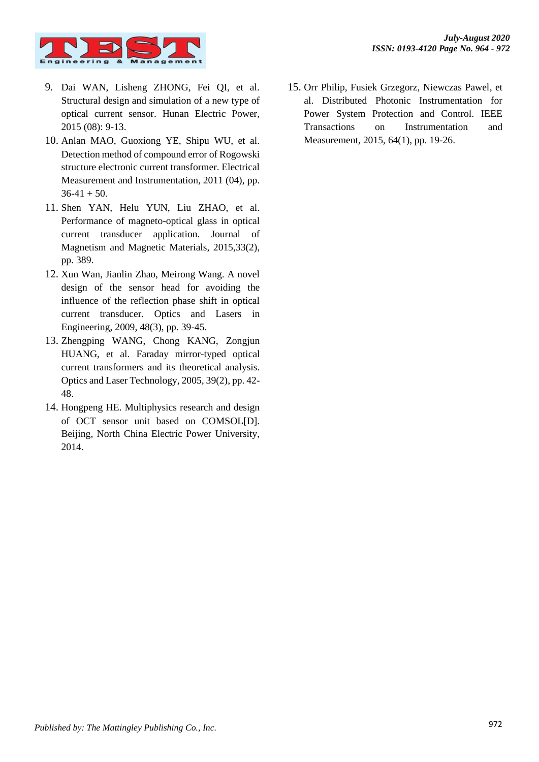9. Dai WAN, Lisheng ZHONG, Fei QI, et al. Structural design and simulation of a new type of optical current sensor. Hunan Electric Power, 2015 (08): 9-13.
10. Anlan MAO, Guoxiong YE, Shipu WU, et al. Detection method of compound error of Rogowski structure electronic current transformer. Electrical Measurement and Instrumentation, 2011 (04), pp. 36-41 + 50.
11. Shen YAN, Helu YUN, Liu ZHAO, et al. Performance of magneto-optical glass in optical current transducer application. Journal of Magnetism and Magnetic Materials, 2015,33(2), pp. 389.
12. Xun Wan, Jianlin Zhao, Meirong Wang. A novel design of the sensor head for avoiding the influence of the reflection phase shift in optical current transducer. Optics and Lasers in Engineering, 2009, 48(3), pp. 39-45.
13. Zhengping WANG, Chong KANG, Zongjun HUANG, et al. Faraday mirror-typed optical current transformers and its theoretical analysis. Optics and Laser Technology, 2005, 39(2), pp. 42-48.
14. Hongpeng HE. Multiphysics research and design of OCT sensor unit based on COMSOL[D]. Beijing, North China Electric Power University, 2014.
15. Orr Philip, Fusiek Grzegorz, Niewczas Pawel, et al. Distributed Photonic Instrumentation for Power System Protection and Control. IEEE Transactions on Instrumentation and Measurement, 2015, 64(1), pp. 19-26.